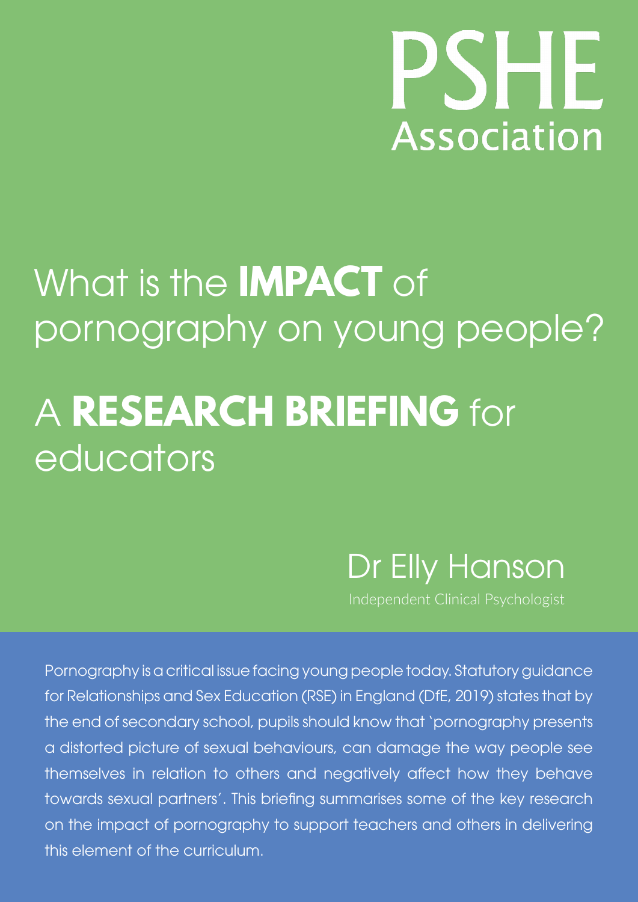PSHE Association

# What is the **IMPACT** of pornography on young people?

# A **RESEARCH BRIEFING** for educators

Dr Elly Hanson

Independent Clinical Psychologist

Pornography is a critical issue facing young people today. Statutory guidance for Relationships and Sex Education (RSE) in England (DfE, 2019) states that by the end of secondary school, pupils should know that 'pornography presents a distorted picture of sexual behaviours, can damage the way people see themselves in relation to others and negatively affect how they behave towards sexual partners'. This briefing summarises some of the key research on the impact of pornography to support teachers and others in delivering this element of the curriculum.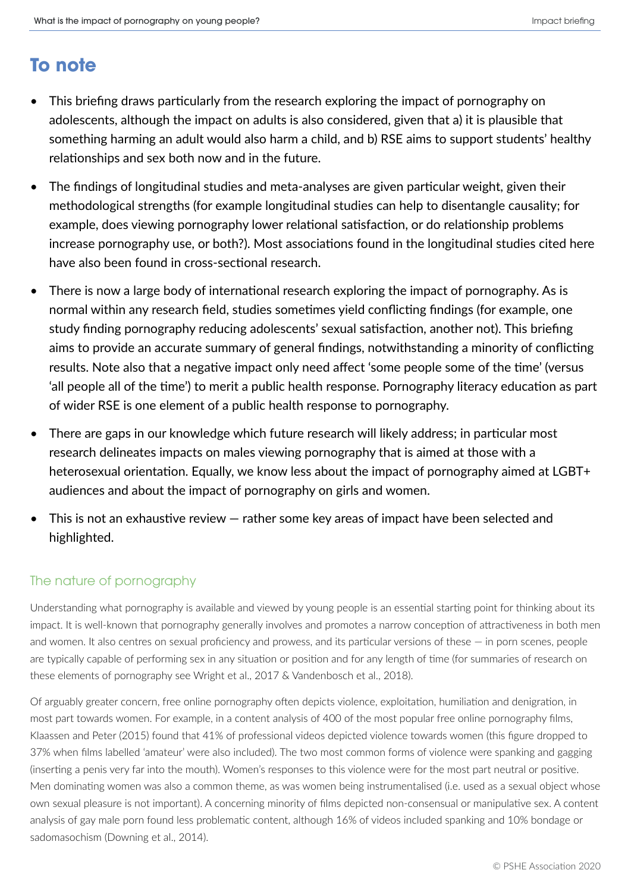## To note

- This briefing draws particularly from the research exploring the impact of pornography on adolescents, although the impact on adults is also considered, given that a) it is plausible that something harming an adult would also harm a child, and b) RSE aims to support students' healthy relationships and sex both now and in the future.
- The findings of longitudinal studies and meta-analyses are given particular weight, given their methodological strengths (for example longitudinal studies can help to disentangle causality; for example, does viewing pornography lower relational satisfaction, or do relationship problems increase pornography use, or both?). Most associations found in the longitudinal studies cited here have also been found in cross-sectional research.
- There is now a large body of international research exploring the impact of pornography. As is normal within any research field, studies sometimes yield conflicting findings (for example, one study finding pornography reducing adolescents' sexual satisfaction, another not). This briefing aims to provide an accurate summary of general findings, notwithstanding a minority of conflicting results. Note also that a negative impact only need affect 'some people some of the time' (versus 'all people all of the time') to merit a public health response. Pornography literacy education as part of wider RSE is one element of a public health response to pornography.
- There are gaps in our knowledge which future research will likely address; in particular most research delineates impacts on males viewing pornography that is aimed at those with a heterosexual orientation. Equally, we know less about the impact of pornography aimed at LGBT+ audiences and about the impact of pornography on girls and women.
- This is not an exhaustive review — rather some key areas of impact have been selected and highlighted.

### The nature of pornography

Understanding what pornography is available and viewed by young people is an essential starting point for thinking about its impact. It is well-known that pornography generally involves and promotes a narrow conception of attractiveness in both men and women. It also centres on sexual proficiency and prowess, and its particular versions of these — in porn scenes, people are typically capable of performing sex in any situation or position and for any length of time (for summaries of research on these elements of pornography see Wright et al., 2017 & Vandenbosch et al., 2018).

Of arguably greater concern, free online pornography often depicts violence, exploitation, humiliation and denigration, in most part towards women. For example, in a content analysis of 400 of the most popular free online pornography films, Klaassen and Peter (2015) found that 41% of professional videos depicted violence towards women (this figure dropped to 37% when films labelled 'amateur' were also included). The two most common forms of violence were spanking and gagging (inserting a penis very far into the mouth). Women's responses to this violence were for the most part neutral or positive. Men dominating women was also a common theme, as was women being instrumentalised (i.e. used as a sexual object whose own sexual pleasure is not important). A concerning minority of films depicted non-consensual or manipulative sex. A content analysis of gay male porn found less problematic content, although 16% of videos included spanking and 10% bondage or sadomasochism (Downing et al., 2014).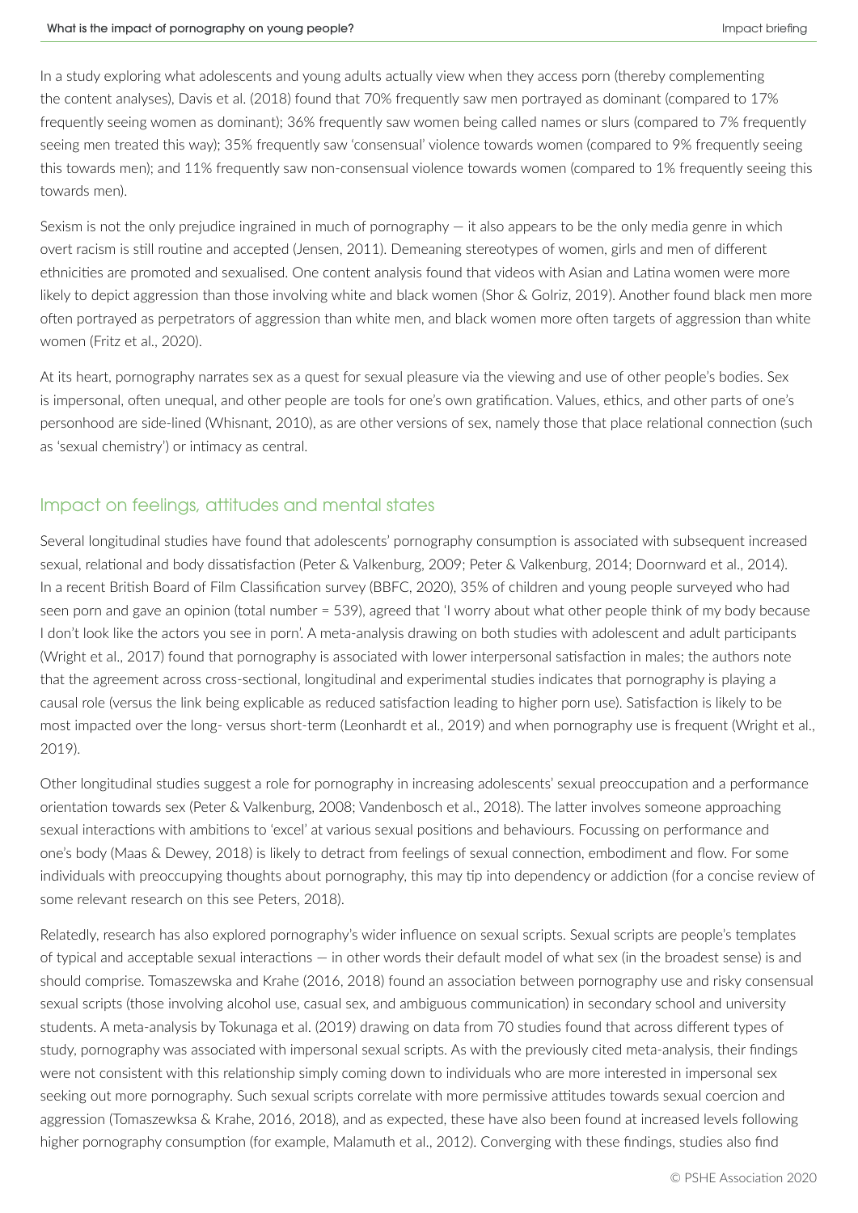In a study exploring what adolescents and young adults actually view when they access porn (thereby complementing the content analyses), Davis et al. (2018) found that 70% frequently saw men portrayed as dominant (compared to 17% frequently seeing women as dominant); 36% frequently saw women being called names or slurs (compared to 7% frequently seeing men treated this way); 35% frequently saw 'consensual' violence towards women (compared to 9% frequently seeing this towards men); and 11% frequently saw non-consensual violence towards women (compared to 1% frequently seeing this towards men).

Sexism is not the only prejudice ingrained in much of pornography — it also appears to be the only media genre in which overt racism is still routine and accepted (Jensen, 2011). Demeaning stereotypes of women, girls and men of different ethnicities are promoted and sexualised. One content analysis found that videos with Asian and Latina women were more likely to depict aggression than those involving white and black women (Shor & Golriz, 2019). Another found black men more often portrayed as perpetrators of aggression than white men, and black women more often targets of aggression than white women (Fritz et al., 2020).

At its heart, pornography narrates sex as a quest for sexual pleasure via the viewing and use of other people's bodies. Sex is impersonal, often unequal, and other people are tools for one's own gratification. Values, ethics, and other parts of one's personhood are side-lined (Whisnant, 2010), as are other versions of sex, namely those that place relational connection (such as 'sexual chemistry') or intimacy as central.

## Impact on feelings, attitudes and mental states

Several longitudinal studies have found that adolescents' pornography consumption is associated with subsequent increased sexual, relational and body dissatisfaction (Peter & Valkenburg, 2009; Peter & Valkenburg, 2014; Doornward et al., 2014). In a recent British Board of Film Classification survey (BBFC, 2020), 35% of children and young people surveyed who had seen porn and gave an opinion (total number = 539), agreed that 'I worry about what other people think of my body because I don't look like the actors you see in porn'. A meta-analysis drawing on both studies with adolescent and adult participants (Wright et al., 2017) found that pornography is associated with lower interpersonal satisfaction in males; the authors note that the agreement across cross-sectional, longitudinal and experimental studies indicates that pornography is playing a causal role (versus the link being explicable as reduced satisfaction leading to higher porn use). Satisfaction is likely to be most impacted over the long- versus short-term (Leonhardt et al., 2019) and when pornography use is frequent (Wright et al., 2019).

Other longitudinal studies suggest a role for pornography in increasing adolescents' sexual preoccupation and a performance orientation towards sex (Peter & Valkenburg, 2008; Vandenbosch et al., 2018). The latter involves someone approaching sexual interactions with ambitions to 'excel' at various sexual positions and behaviours. Focussing on performance and one's body (Maas & Dewey, 2018) is likely to detract from feelings of sexual connection, embodiment and flow. For some individuals with preoccupying thoughts about pornography, this may tip into dependency or addiction (for a concise review of some relevant research on this see Peters, 2018).

Relatedly, research has also explored pornography's wider influence on sexual scripts. Sexual scripts are people's templates of typical and acceptable sexual interactions — in other words their default model of what sex (in the broadest sense) is and should comprise. Tomaszewska and Krahe (2016, 2018) found an association between pornography use and risky consensual sexual scripts (those involving alcohol use, casual sex, and ambiguous communication) in secondary school and university students. A meta-analysis by Tokunaga et al. (2019) drawing on data from 70 studies found that across different types of study, pornography was associated with impersonal sexual scripts. As with the previously cited meta-analysis, their findings were not consistent with this relationship simply coming down to individuals who are more interested in impersonal sex seeking out more pornography. Such sexual scripts correlate with more permissive attitudes towards sexual coercion and aggression (Tomaszewksa & Krahe, 2016, 2018), and as expected, these have also been found at increased levels following higher pornography consumption (for example, Malamuth et al., 2012). Converging with these findings, studies also find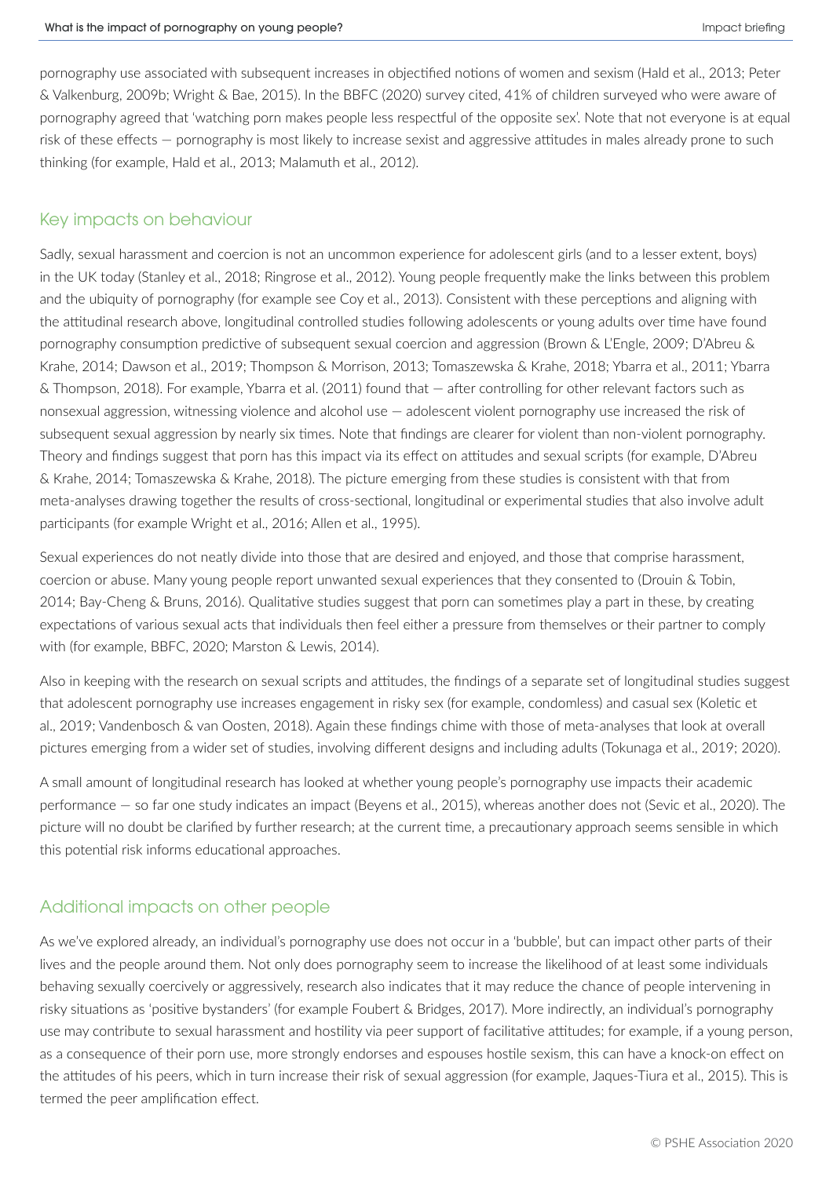pornography use associated with subsequent increases in objectified notions of women and sexism (Hald et al., 2013; Peter & Valkenburg, 2009b; Wright & Bae, 2015). In the BBFC (2020) survey cited, 41% of children surveyed who were aware of pornography agreed that 'watching porn makes people less respectful of the opposite sex'. Note that not everyone is at equal risk of these effects — pornography is most likely to increase sexist and aggressive attitudes in males already prone to such thinking (for example, Hald et al., 2013; Malamuth et al., 2012).

## Key impacts on behaviour

Sadly, sexual harassment and coercion is not an uncommon experience for adolescent girls (and to a lesser extent, boys) in the UK today (Stanley et al., 2018; Ringrose et al., 2012). Young people frequently make the links between this problem and the ubiquity of pornography (for example see Coy et al., 2013). Consistent with these perceptions and aligning with the attitudinal research above, longitudinal controlled studies following adolescents or young adults over time have found pornography consumption predictive of subsequent sexual coercion and aggression (Brown & L'Engle, 2009; D'Abreu & Krahe, 2014; Dawson et al., 2019; Thompson & Morrison, 2013; Tomaszewska & Krahe, 2018; Ybarra et al., 2011; Ybarra & Thompson, 2018). For example, Ybarra et al. (2011) found that — after controlling for other relevant factors such as nonsexual aggression, witnessing violence and alcohol use — adolescent violent pornography use increased the risk of subsequent sexual aggression by nearly six times. Note that findings are clearer for violent than non-violent pornography. Theory and findings suggest that porn has this impact via its effect on attitudes and sexual scripts (for example, D'Abreu & Krahe, 2014; Tomaszewska & Krahe, 2018). The picture emerging from these studies is consistent with that from meta-analyses drawing together the results of cross-sectional, longitudinal or experimental studies that also involve adult participants (for example Wright et al., 2016; Allen et al., 1995).

Sexual experiences do not neatly divide into those that are desired and enjoyed, and those that comprise harassment, coercion or abuse. Many young people report unwanted sexual experiences that they consented to (Drouin & Tobin, 2014; Bay-Cheng & Bruns, 2016). Qualitative studies suggest that porn can sometimes play a part in these, by creating expectations of various sexual acts that individuals then feel either a pressure from themselves or their partner to comply with (for example, BBFC, 2020; Marston & Lewis, 2014).

Also in keeping with the research on sexual scripts and attitudes, the findings of a separate set of longitudinal studies suggest that adolescent pornography use increases engagement in risky sex (for example, condomless) and casual sex (Koletic et al., 2019; Vandenbosch & van Oosten, 2018). Again these findings chime with those of meta-analyses that look at overall pictures emerging from a wider set of studies, involving different designs and including adults (Tokunaga et al., 2019; 2020).

A small amount of longitudinal research has looked at whether young people's pornography use impacts their academic performance — so far one study indicates an impact (Beyens et al., 2015), whereas another does not (Sevic et al., 2020). The picture will no doubt be clarified by further research; at the current time, a precautionary approach seems sensible in which this potential risk informs educational approaches.

## Additional impacts on other people

As we've explored already, an individual's pornography use does not occur in a 'bubble', but can impact other parts of their lives and the people around them. Not only does pornography seem to increase the likelihood of at least some individuals behaving sexually coercively or aggressively, research also indicates that it may reduce the chance of people intervening in risky situations as 'positive bystanders' (for example Foubert & Bridges, 2017). More indirectly, an individual's pornography use may contribute to sexual harassment and hostility via peer support of facilitative attitudes; for example, if a young person, as a consequence of their porn use, more strongly endorses and espouses hostile sexism, this can have a knock-on effect on the attitudes of his peers, which in turn increase their risk of sexual aggression (for example, Jaques-Tiura et al., 2015). This is termed the peer amplification effect.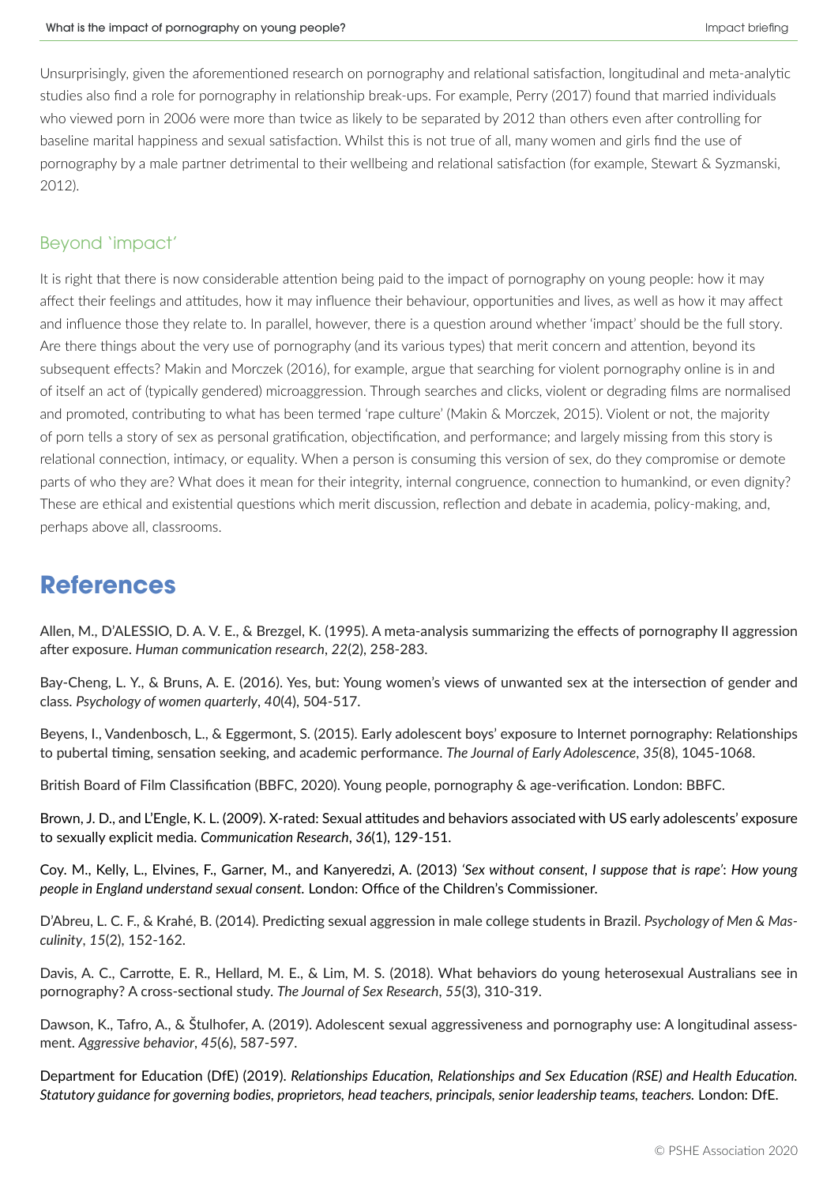Unsurprisingly, given the aforementioned research on pornography and relational satisfaction, longitudinal and meta-analytic studies also find a role for pornography in relationship break-ups. For example, Perry (2017) found that married individuals who viewed porn in 2006 were more than twice as likely to be separated by 2012 than others even after controlling for baseline marital happiness and sexual satisfaction. Whilst this is not true of all, many women and girls find the use of pornography by a male partner detrimental to their wellbeing and relational satisfaction (for example, Stewart & Syzmanski, 2012).

### Beyond 'impact'

It is right that there is now considerable attention being paid to the impact of pornography on young people: how it may affect their feelings and attitudes, how it may influence their behaviour, opportunities and lives, as well as how it may affect and influence those they relate to. In parallel, however, there is a question around whether 'impact' should be the full story. Are there things about the very use of pornography (and its various types) that merit concern and attention, beyond its subsequent effects? Makin and Morczek (2016), for example, argue that searching for violent pornography online is in and of itself an act of (typically gendered) microaggression. Through searches and clicks, violent or degrading films are normalised and promoted, contributing to what has been termed 'rape culture' (Makin & Morczek, 2015). Violent or not, the majority of porn tells a story of sex as personal gratification, objectification, and performance; and largely missing from this story is relational connection, intimacy, or equality. When a person is consuming this version of sex, do they compromise or demote parts of who they are? What does it mean for their integrity, internal congruence, connection to humankind, or even dignity? These are ethical and existential questions which merit discussion, reflection and debate in academia, policy-making, and, perhaps above all, classrooms.

## References

Allen, M., D'ALESSIO, D. A. V. E., & Brezgel, K. (1995). A meta-analysis summarizing the effects of pornography II aggression after exposure. *Human communication research*, *22*(2), 258-283.

Bay-Cheng, L. Y., & Bruns, A. E. (2016). Yes, but: Young women's views of unwanted sex at the intersection of gender and class. *Psychology of women quarterly*, *40*(4), 504-517.

Beyens, I., Vandenbosch, L., & Eggermont, S. (2015). Early adolescent boys' exposure to Internet pornography: Relationships to pubertal timing, sensation seeking, and academic performance. *The Journal of Early Adolescence*, *35*(8), 1045-1068.

British Board of Film Classification (BBFC, 2020). Young people, pornography & age-verification. London: BBFC.

Brown, J. D., and L'Engle, K. L. (2009). X-rated: Sexual attitudes and behaviors associated with US early adolescents' exposure to sexually explicit media. *Communication Research*, *36*(1), 129-151.

Coy. M., Kelly, L., Elvines, F., Garner, M., and Kanyeredzi, A. (2013) *'Sex without consent, I suppose that is rape': How young people in England understand sexual consent.* London: Office of the Children's Commissioner.

D'Abreu, L. C. F., & Krahé, B. (2014). Predicting sexual aggression in male college students in Brazil. *Psychology of Men & Masculinity*, *15*(2), 152-162.

Davis, A. C., Carrotte, E. R., Hellard, M. E., & Lim, M. S. (2018). What behaviors do young heterosexual Australians see in pornography? A cross-sectional study. *The Journal of Sex Research*, *55*(3), 310-319.

Dawson, K., Tafro, A., & Štulhofer, A. (2019). Adolescent sexual aggressiveness and pornography use: A longitudinal assessment. *Aggressive behavior*, *45*(6), 587-597.

Department for Education (DfE) (2019). *Relationships Education, Relationships and Sex Education (RSE) and Health Education. Statutory guidance for governing bodies, proprietors, head teachers, principals, senior leadership teams, teachers.* London: DfE.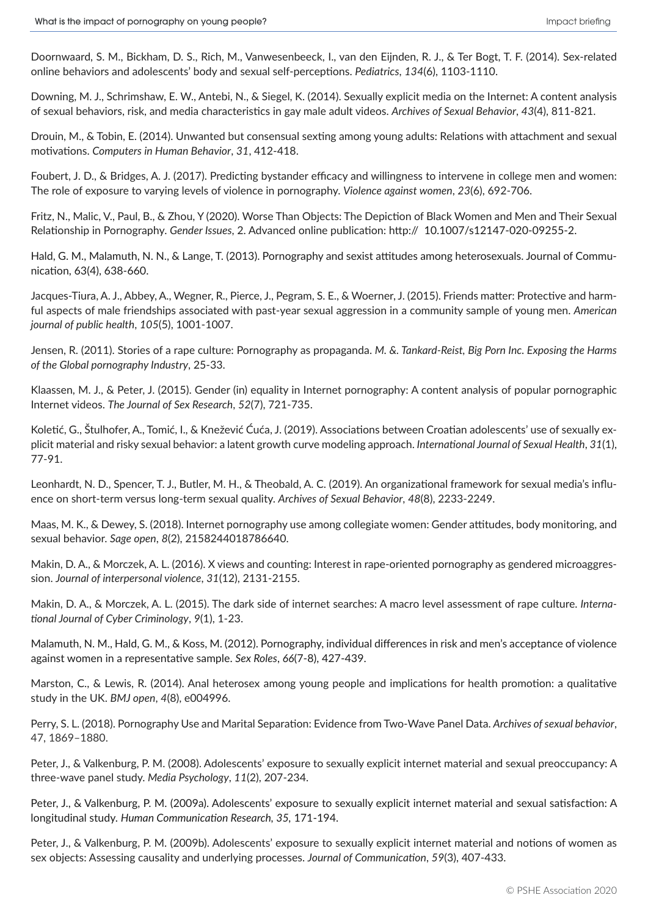Doornwaard, S. M., Bickham, D. S., Rich, M., Vanwesenbeeck, I., van den Eijnden, R. J., & Ter Bogt, T. F. (2014). Sex-related online behaviors and adolescents' body and sexual self-perceptions. *Pediatrics*, *134*(6), 1103-1110.

Downing, M. J., Schrimshaw, E. W., Antebi, N., & Siegel, K. (2014). Sexually explicit media on the Internet: A content analysis of sexual behaviors, risk, and media characteristics in gay male adult videos. *Archives of Sexual Behavior*, *43*(4), 811-821.

Drouin, M., & Tobin, E. (2014). Unwanted but consensual sexting among young adults: Relations with attachment and sexual motivations. *Computers in Human Behavior*, *31*, 412-418.

Foubert, J. D., & Bridges, A. J. (2017). Predicting bystander efficacy and willingness to intervene in college men and women: The role of exposure to varying levels of violence in pornography. *Violence against women*, *23*(6), 692-706.

Fritz, N., Malic, V., Paul, B., & Zhou, Y (2020). Worse Than Objects: The Depiction of Black Women and Men and Their Sexual Relationship in Pornography. *Gender Issues*, 2. Advanced online publication: http:// 10.1007/s12147-020-09255-2.

Hald, G. M., Malamuth, N. N., & Lange, T. (2013). Pornography and sexist attitudes among heterosexuals. Journal of Communication, 63(4), 638-660.

Jacques-Tiura, A. J., Abbey, A., Wegner, R., Pierce, J., Pegram, S. E., & Woerner, J. (2015). Friends matter: Protective and harmful aspects of male friendships associated with past-year sexual aggression in a community sample of young men. *American journal of public health*, *105*(5), 1001-1007.

Jensen, R. (2011). Stories of a rape culture: Pornography as propaganda. *M. &. Tankard-Reist, Big Porn Inc. Exposing the Harms of the Global pornography Industry*, 25-33.

Klaassen, M. J., & Peter, J. (2015). Gender (in) equality in Internet pornography: A content analysis of popular pornographic Internet videos. *The Journal of Sex Research*, *52*(7), 721-735.

Koletić, G., Štulhofer, A., Tomić, I., & Knežević Ćuća, J. (2019). Associations between Croatian adolescents' use of sexually explicit material and risky sexual behavior: a latent growth curve modeling approach. *International Journal of Sexual Health*, *31*(1), 77-91.

Leonhardt, N. D., Spencer, T. J., Butler, M. H., & Theobald, A. C. (2019). An organizational framework for sexual media's influence on short-term versus long-term sexual quality. *Archives of Sexual Behavior*, *48*(8), 2233-2249.

Maas, M. K., & Dewey, S. (2018). Internet pornography use among collegiate women: Gender attitudes, body monitoring, and sexual behavior. *Sage open*, *8*(2), 2158244018786640.

Makin, D. A., & Morczek, A. L. (2016). X views and counting: Interest in rape-oriented pornography as gendered microaggression. *Journal of interpersonal violence*, *31*(12), 2131-2155.

Makin, D. A., & Morczek, A. L. (2015). The dark side of internet searches: A macro level assessment of rape culture. *International Journal of Cyber Criminology*, *9*(1), 1-23.

Malamuth, N. M., Hald, G. M., & Koss, M. (2012). Pornography, individual differences in risk and men's acceptance of violence against women in a representative sample. *Sex Roles*, *66*(7-8), 427-439.

Marston, C., & Lewis, R. (2014). Anal heterosex among young people and implications for health promotion: a qualitative study in the UK. *BMJ open*, *4*(8), e004996.

Perry, S. L. (2018). Pornography Use and Marital Separation: Evidence from Two-Wave Panel Data. *Archives of sexual behavior*, 47, 1869–1880.

Peter, J., & Valkenburg, P. M. (2008). Adolescents' exposure to sexually explicit internet material and sexual preoccupancy: A three-wave panel study. *Media Psychology*, *11*(2), 207-234.

Peter, J., & Valkenburg, P. M. (2009a). Adolescents' exposure to sexually explicit internet material and sexual satisfaction: A longitudinal study. *Human Communication Research*, *35*, 171-194.

Peter, J., & Valkenburg, P. M. (2009b). Adolescents' exposure to sexually explicit internet material and notions of women as sex objects: Assessing causality and underlying processes. *Journal of Communication*, *59*(3), 407-433.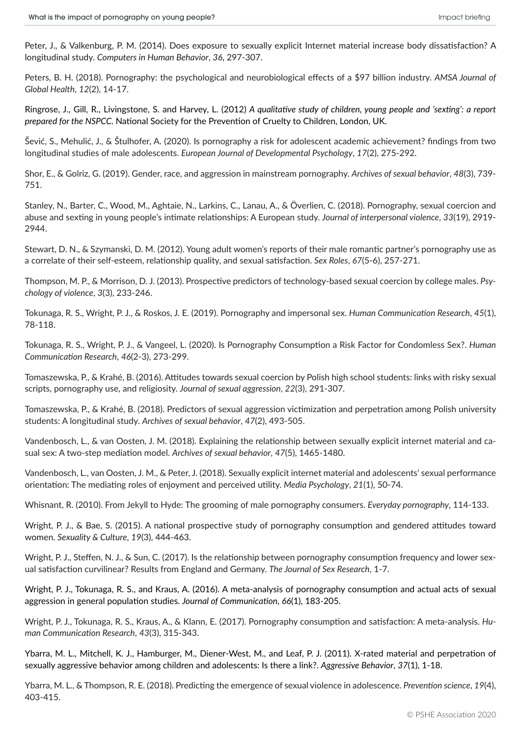Peter, J., & Valkenburg, P. M. (2014). Does exposure to sexually explicit Internet material increase body dissatisfaction? A longitudinal study. *Computers in Human Behavior*, *36*, 297-307.

Peters, B. H. (2018). Pornography: the psychological and neurobiological effects of a $97 billion industry. *AMSA Journal of Global Health*, *12*(2), 14-17.

Ringrose, J., Gill, R., Livingstone, S. and Harvey, L. (2012) *A qualitative study of children, young people and 'sexting': a report prepared for the NSPCC.* National Society for the Prevention of Cruelty to Children, London, UK.

Šević, S., Mehulić, J., & Štulhofer, A. (2020). Is pornography a risk for adolescent academic achievement? findings from two longitudinal studies of male adolescents. *European Journal of Developmental Psychology*, *17*(2), 275-292.

Shor, E., & Golriz, G. (2019). Gender, race, and aggression in mainstream pornography. *Archives of sexual behavior*, *48*(3), 739-751.

Stanley, N., Barter, C., Wood, M., Aghtaie, N., Larkins, C., Lanau, A., & Överlien, C. (2018). Pornography, sexual coercion and abuse and sexting in young people's intimate relationships: A European study. *Journal of interpersonal violence*, *33*(19), 2919-2944.

Stewart, D. N., & Szymanski, D. M. (2012). Young adult women's reports of their male romantic partner's pornography use as a correlate of their self-esteem, relationship quality, and sexual satisfaction. *Sex Roles*, *67*(5-6), 257-271.

Thompson, M. P., & Morrison, D. J. (2013). Prospective predictors of technology-based sexual coercion by college males. *Psychology of violence*, *3*(3), 233-246.

Tokunaga, R. S., Wright, P. J., & Roskos, J. E. (2019). Pornography and impersonal sex. *Human Communication Research*, *45*(1), 78-118.

Tokunaga, R. S., Wright, P. J., & Vangeel, L. (2020). Is Pornography Consumption a Risk Factor for Condomless Sex?. *Human Communication Research*, *46*(2-3), 273-299.

Tomaszewska, P., & Krahé, B. (2016). Attitudes towards sexual coercion by Polish high school students: links with risky sexual scripts, pornography use, and religiosity. *Journal of sexual aggression*, *22*(3), 291-307.

Tomaszewska, P., & Krahé, B. (2018). Predictors of sexual aggression victimization and perpetration among Polish university students: A longitudinal study. *Archives of sexual behavior*, *47*(2), 493-505.

Vandenbosch, L., & van Oosten, J. M. (2018). Explaining the relationship between sexually explicit internet material and casual sex: A two-step mediation model. *Archives of sexual behavior*, *47*(5), 1465-1480.

Vandenbosch, L., van Oosten, J. M., & Peter, J. (2018). Sexually explicit internet material and adolescents' sexual performance orientation: The mediating roles of enjoyment and perceived utility. *Media Psychology*, *21*(1), 50-74.

Whisnant, R. (2010). From Jekyll to Hyde: The grooming of male pornography consumers. *Everyday pornography*, 114-133.

Wright, P. J., & Bae, S. (2015). A national prospective study of pornography consumption and gendered attitudes toward women. *Sexuality & Culture*, *19*(3), 444-463.

Wright, P. J., Steffen, N. J., & Sun, C. (2017). Is the relationship between pornography consumption frequency and lower sexual satisfaction curvilinear? Results from England and Germany. *The Journal of Sex Research*, 1-7.

Wright, P. J., Tokunaga, R. S., and Kraus, A. (2016). A meta-analysis of pornography consumption and actual acts of sexual aggression in general population studies. *Journal of Communication*, *66*(1), 183-205.

Wright, P. J., Tokunaga, R. S., Kraus, A., & Klann, E. (2017). Pornography consumption and satisfaction: A meta-analysis. *Human Communication Research*, *43*(3), 315-343.

Ybarra, M. L., Mitchell, K. J., Hamburger, M., Diener-West, M., and Leaf, P. J. (2011). X-rated material and perpetration of sexually aggressive behavior among children and adolescents: Is there a link?. *Aggressive Behavior*, *37*(1), 1-18.

Ybarra, M. L., & Thompson, R. E. (2018). Predicting the emergence of sexual violence in adolescence. *Prevention science*, *19*(4), 403-415.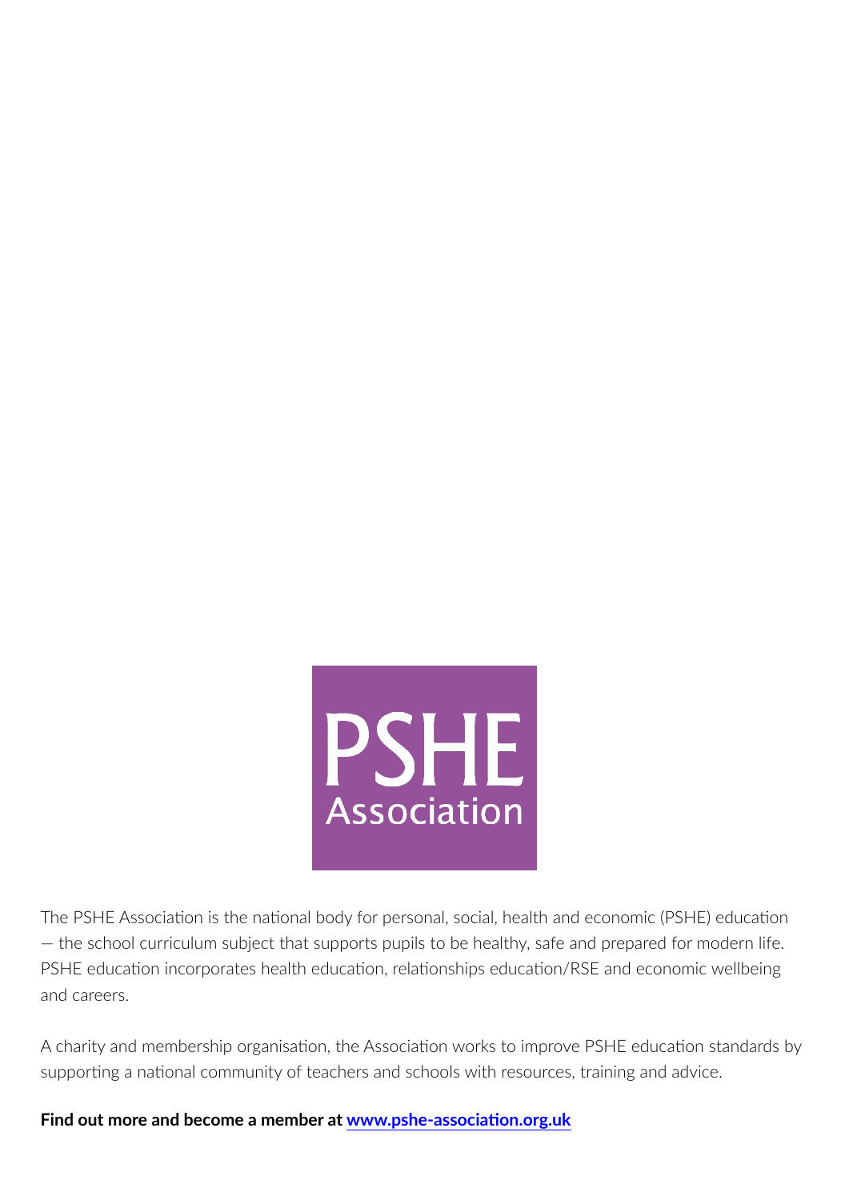PSHE
Association

The PSHE Association is the national body for personal, social, health and economic (PSHE) education — the school curriculum subject that supports pupils to be healthy, safe and prepared for modern life. PSHE education incorporates health education, relationships education/RSE and economic wellbeing and careers.

A charity and membership organisation, the Association works to improve PSHE education standards by supporting a national community of teachers and schools with resources, training and advice.

**Find out more and become a member at [www.pshe-association.org.uk](http://www.pshe-association.org.uk)**